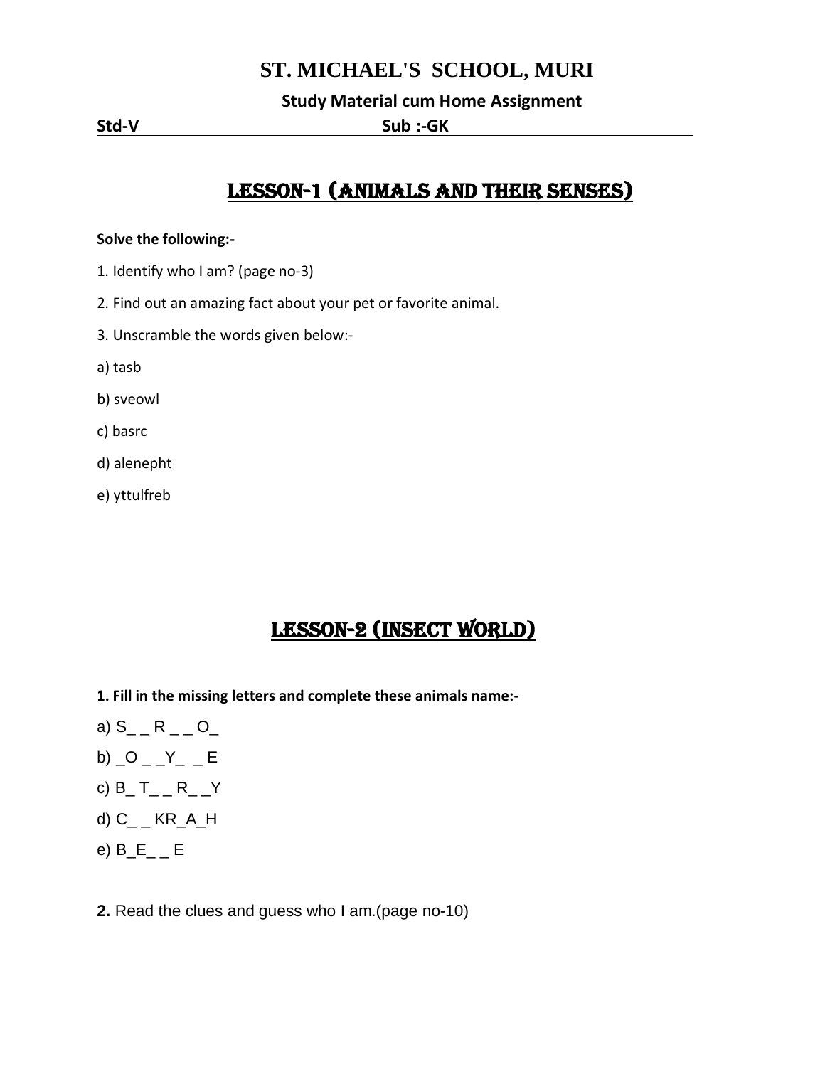# ST. MICHAEL'S SCHOOL, MURI

**Study Material cum Home Assignment**

**Std-V** **Sub :-GK**

## LESSON-1 (ANIMALS AND THEIR SENSES)

**Solve the following:-**

1. Identify who I am? (page no-3)

2. Find out an amazing fact about your pet or favorite animal.

3. Unscramble the words given below:-

a) tasb

b) sveowl

c) basrc

d) alenepht

e) yttulfreb

## LESSON-2 (INSECT WORLD)

**1. Fill in the missing letters and complete these animals name:-**

a) S_ _ R _ _ O_

b) _O _ _Y_ _ E

c) B_ T_ _ R_ _Y

d) C_ _ KR_A_H

e) B_E_ _ E

**2.** Read the clues and guess who I am.(page no-10)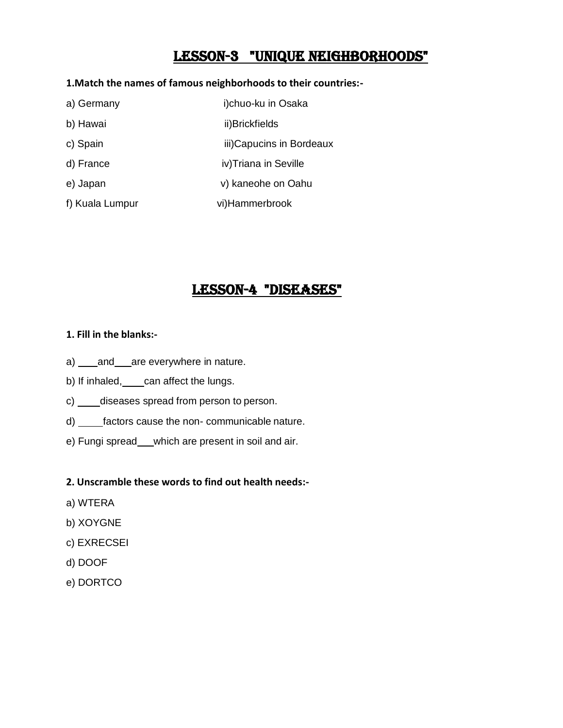## LESSON-3 "UNIQUE NEIGHBORHOODS"

**1.Match the names of famous neighborhoods to their countries:-**

| | |
|---|---|
| a) Germany | i)chuo-ku in Osaka |
| b) Hawai | ii)Brickfields |
| c) Spain | iii)Capucins in Bordeaux |
| d) France | iv)Triana in Seville |
| e) Japan | v) kaneohe on Oahu |
| f) Kuala Lumpur | vi)Hammerbrook |

## LESSON-4 "DISEASES"

**1. Fill in the blanks:-**

a) ___and___are everywhere in nature.

b) If inhaled,____can affect the lungs.

c) ____diseases spread from person to person.

d) _____factors cause the non- communicable nature.

e) Fungi spread___which are present in soil and air.

**2. Unscramble these words to find out health needs:-**

a) WTERA

b) XOYGNE

c) EXRECSEI

d) DOOF

e) DORTCO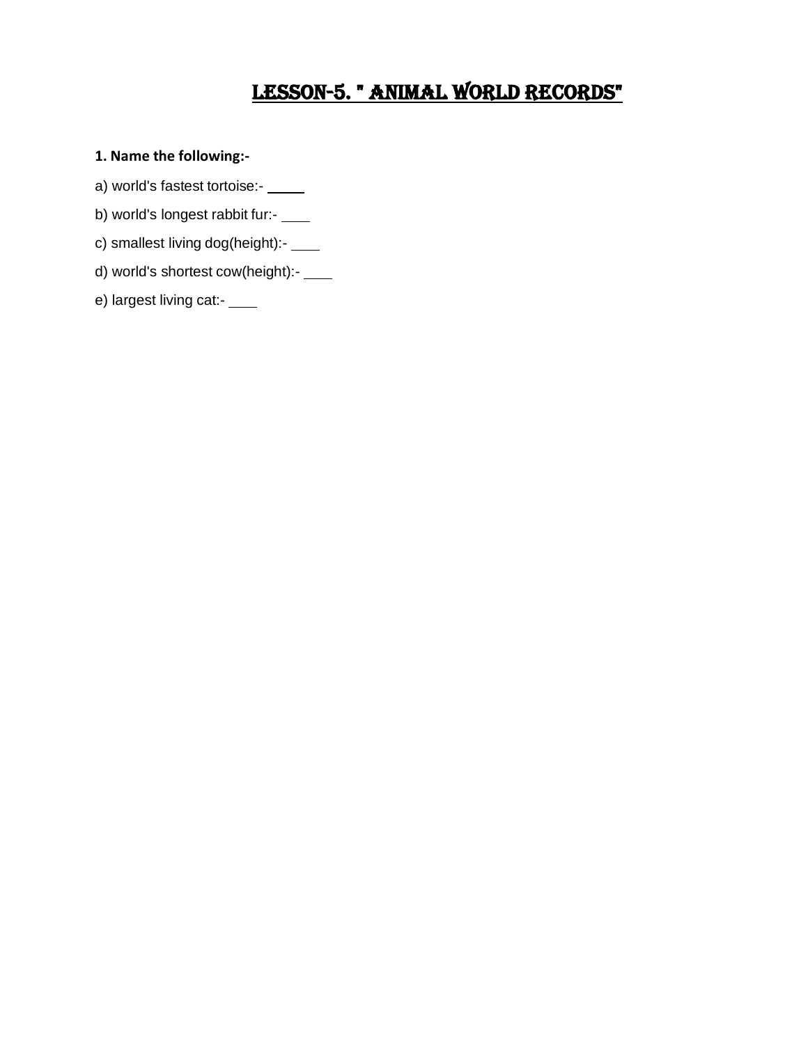# LESSON-5. " ANIMAL WORLD RECORDS"

**1. Name the following:-**

a) world's fastest tortoise:- _____

b) world's longest rabbit fur:- ____

c) smallest living dog(height):- ____

d) world's shortest cow(height):- ____

e) largest living cat:- ____